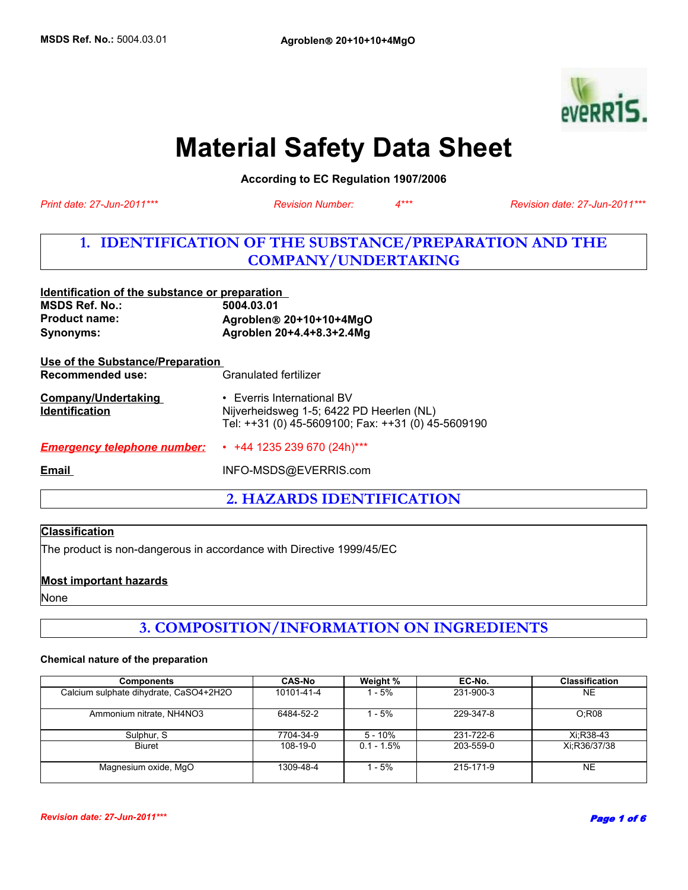MSDS Ref. No.: 5004.03.01 | Agroblen® 20+10+10+4MgO

# Material Safety Data Sheet

**According to EC Regulation 1907/2006**

*Print date: 27-Jun-2011****  *Revision Number: 4****  *Revision date: 27-Jun-2011****

## 1. IDENTIFICATION OF THE SUBSTANCE/PREPARATION AND THE COMPANY/UNDERTAKING

**Identification of the substance or preparation**

**MSDS Ref. No.:** **5004.03.01**
**Product name:** **Agroblen® 20+10+10+4MgO**
**Synonyms:** **Agroblen 20+4.4+8.3+2.4Mg**

**Use of the Substance/Preparation**

**Recommended use:** Granulated fertilizer

**Company/Undertaking Identification**
- Everris International BV
Nijverheidsweg 1-5; 6422 PD Heerlen (NL)
Tel: ++31 (0) 45-5609100; Fax: ++31 (0) 45-5609190

***Emergency telephone number:***
- +44 1235 239 670 (24h)***

**Email** INFO-MSDS@EVERRIS.com

## 2. HAZARDS IDENTIFICATION

**Classification**

The product is non-dangerous in accordance with Directive 1999/45/EC

**Most important hazards**

None

## 3. COMPOSITION/INFORMATION ON INGREDIENTS

**Chemical nature of the preparation**

| Components | CAS-No | Weight % | EC-No. | Classification |
|---|---|---|---|---|
| Calcium sulphate dihydrate, CaSO4+2H2O | 10101-41-4 | 1 - 5% | 231-900-3 | NE |
| Ammonium nitrate, NH4NO3 | 6484-52-2 | 1 - 5% | 229-347-8 | O;R08 |
| Sulphur, S | 7704-34-9 | 5 - 10% | 231-722-6 | Xi;R38-43 |
| Biuret | 108-19-0 | 0.1 - 1.5% | 203-559-0 | Xi;R36/37/38 |
| Magnesium oxide, MgO | 1309-48-4 | 1 - 5% | 215-171-9 | NE |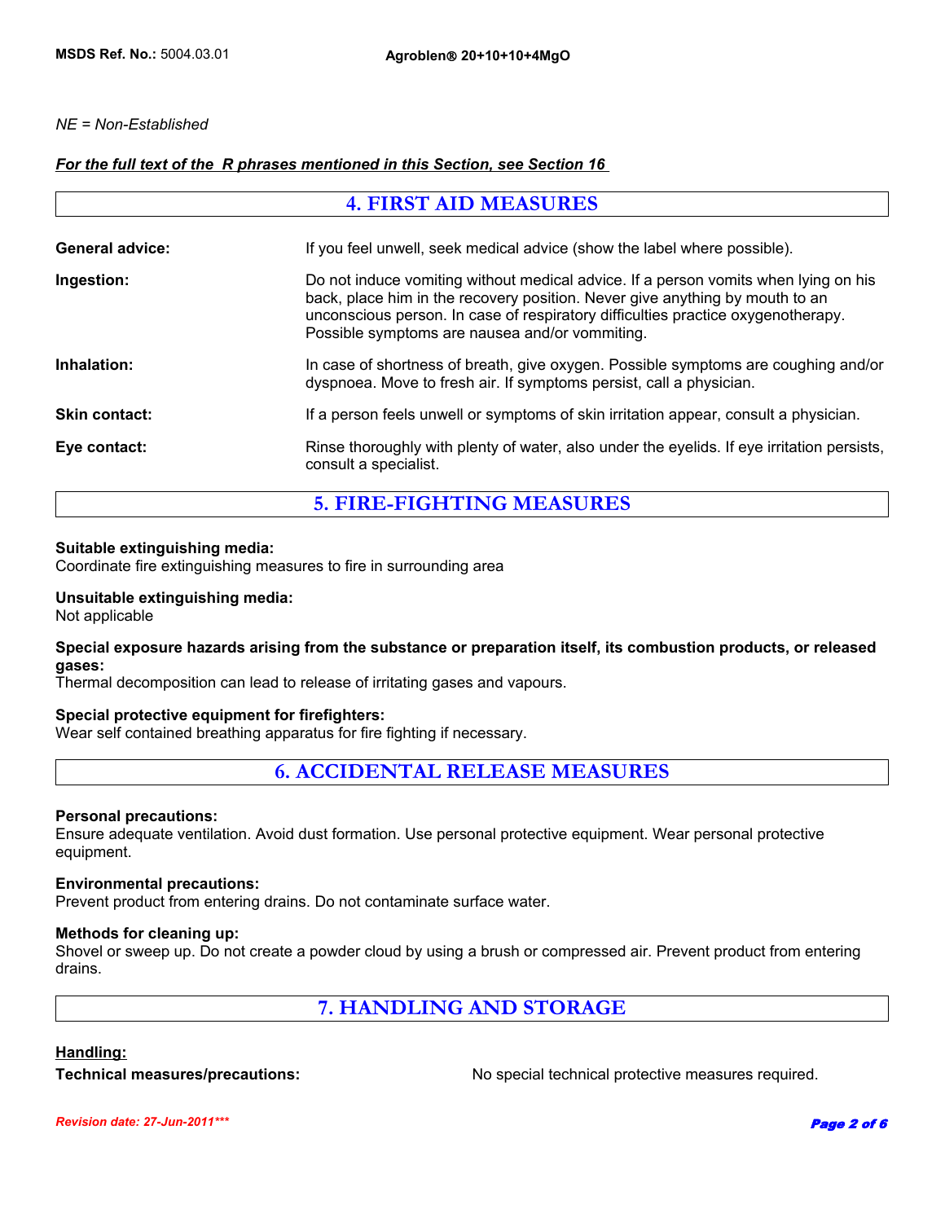*NE = Non-Established*

***For the full text of the R phrases mentioned in this Section, see Section 16***

## 4. FIRST AID MEASURES

**General advice:** If you feel unwell, seek medical advice (show the label where possible).

**Ingestion:** Do not induce vomiting without medical advice. If a person vomits when lying on his back, place him in the recovery position. Never give anything by mouth to an unconscious person. In case of respiratory difficulties practice oxygenotherapy. Possible symptoms are nausea and/or vommiting.

**Inhalation:** In case of shortness of breath, give oxygen. Possible symptoms are coughing and/or dyspnoea. Move to fresh air. If symptoms persist, call a physician.

**Skin contact:** If a person feels unwell or symptoms of skin irritation appear, consult a physician.

**Eye contact:** Rinse thoroughly with plenty of water, also under the eyelids. If eye irritation persists, consult a specialist.

## 5. FIRE-FIGHTING MEASURES

**Suitable extinguishing media:**
Coordinate fire extinguishing measures to fire in surrounding area

**Unsuitable extinguishing media:**
Not applicable

**Special exposure hazards arising from the substance or preparation itself, its combustion products, or released gases:**
Thermal decomposition can lead to release of irritating gases and vapours.

**Special protective equipment for firefighters:**
Wear self contained breathing apparatus for fire fighting if necessary.

## 6. ACCIDENTAL RELEASE MEASURES

**Personal precautions:**
Ensure adequate ventilation. Avoid dust formation. Use personal protective equipment. Wear personal protective equipment.

**Environmental precautions:**
Prevent product from entering drains. Do not contaminate surface water.

**Methods for cleaning up:**
Shovel or sweep up. Do not create a powder cloud by using a brush or compressed air. Prevent product from entering drains.

## 7. HANDLING AND STORAGE

**Handling:**

**Technical measures/precautions:** No special technical protective measures required.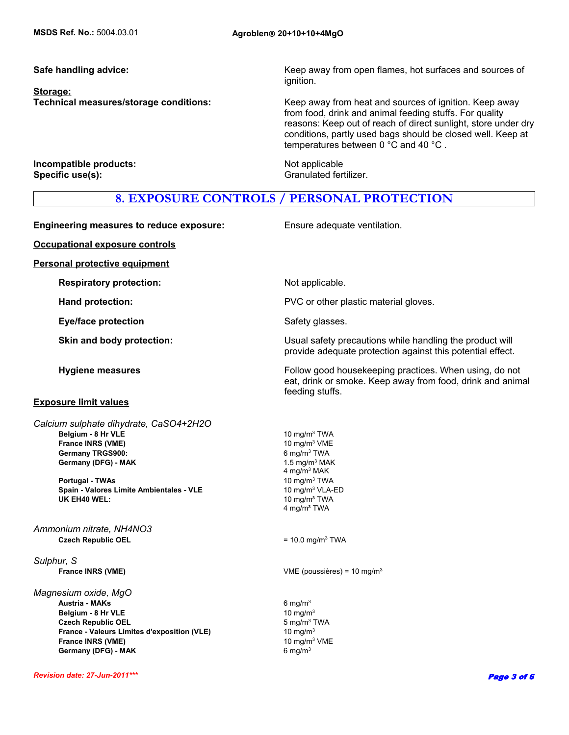**Safe handling advice:** Keep away from open flames, hot surfaces and sources of ignition.

**Storage:**

**Technical measures/storage conditions:** Keep away from heat and sources of ignition. Keep away from food, drink and animal feeding stuffs. For quality reasons: Keep out of reach of direct sunlight, store under dry conditions, partly used bags should be closed well. Keep at temperatures between 0 °C and 40 °C .

**Incompatible products:** Not applicable

**Specific use(s):** Granulated fertilizer.

## 8. EXPOSURE CONTROLS / PERSONAL PROTECTION

**Engineering measures to reduce exposure:** Ensure adequate ventilation.

**Occupational exposure controls**

**Personal protective equipment**

**Respiratory protection:** Not applicable.

**Hand protection:** PVC or other plastic material gloves.

**Eye/face protection** Safety glasses.

**Skin and body protection:** Usual safety precautions while handling the product will provide adequate protection against this potential effect.

**Hygiene measures** Follow good housekeeping practices. When using, do not eat, drink or smoke. Keep away from food, drink and animal feeding stuffs.

**Exposure limit values**

*Calcium sulphate dihydrate, $CaSO_4$+$2H_2O$*

| | |
|---|---|
| **Belgium - 8 Hr VLE** | 10 mg/m³ TWA |
| **France INRS (VME)** | 10 mg/m³ VME |
| **Germany TRGS900:** | 6 mg/m³ TWA |
| **Germany (DFG) - MAK** | 1.5 mg/m³ MAK<br>4 mg/m³ MAK |
| **Portugal - TWAs** | 10 mg/m³ TWA |
| **Spain - Valores Limite Ambientales - VLE** | 10 mg/m³ VLA-ED |
| **UK EH40 WEL:** | 10 mg/m³ TWA<br>4 mg/m³ TWA |

*Ammonium nitrate, $NH_4NO_3$*

| | |
|---|---|
| **Czech Republic OEL** | = 10.0 mg/m³ TWA |

*Sulphur, S*

| | |
|---|---|
| **France INRS (VME)** | VME (poussières) = 10 mg/m³ |

*Magnesium oxide, MgO*

| | |
|---|---|
| **Austria - MAKs** | 6 mg/m³ |
| **Belgium - 8 Hr VLE** | 10 mg/m³ |
| **Czech Republic OEL** | 5 mg/m³ TWA |
| **France - Valeurs Limites d'exposition (VLE)** | 10 mg/m³ |
| **France INRS (VME)** | 10 mg/m³ VME |
| **Germany (DFG) - MAK** | 6 mg/m³ |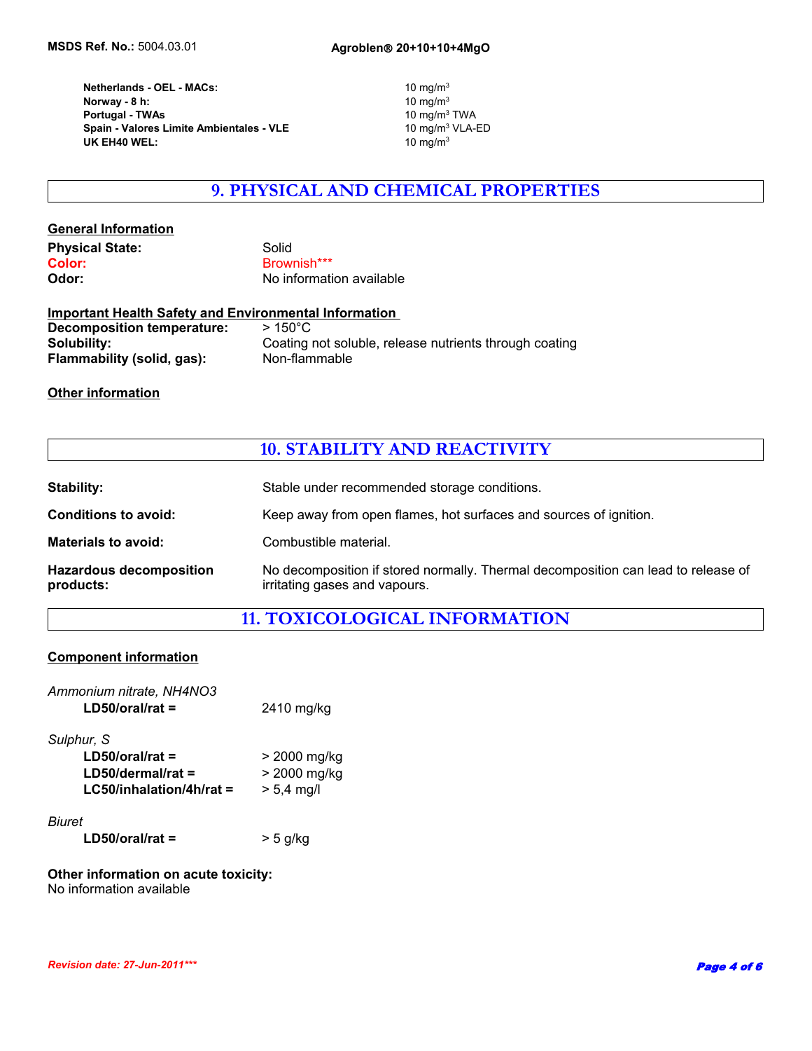| | |
|---|---|
| **Netherlands - OEL - MACs:** | 10 $mg/m^3$ |
| **Norway - 8 h:** | 10 $mg/m^3$ |
| **Portugal - TWAs** | 10 $mg/m^3$ TWA |
| **Spain - Valores Limite Ambientales - VLE** | 10 $mg/m^3$ VLA-ED |
| **UK EH40 WEL:** | 10 $mg/m^3$ |

## 9. PHYSICAL AND CHEMICAL PROPERTIES

**General Information**

**Physical State:** Solid
**Color:** Brownish***
**Odor:** No information available

**Important Health Safety and Environmental Information**

**Decomposition temperature:** > 150°C
**Solubility:** Coating not soluble, release nutrients through coating
**Flammability (solid, gas):** Non-flammable

**Other information**

## 10. STABILITY AND REACTIVITY

**Stability:** Stable under recommended storage conditions.

**Conditions to avoid:** Keep away from open flames, hot surfaces and sources of ignition.

**Materials to avoid:** Combustible material.

**Hazardous decomposition products:** No decomposition if stored normally. Thermal decomposition can lead to release of irritating gases and vapours.

## 11. TOXICOLOGICAL INFORMATION

**Component information**

*Ammonium nitrate, NH4NO3*
- **LD50/oral/rat =** 2410 mg/kg

*Sulphur, S*
- **LD50/oral/rat =** > 2000 mg/kg
- **LD50/dermal/rat =** > 2000 mg/kg
- **LC50/inhalation/4h/rat =** > 5,4 mg/l

*Biuret*
- **LD50/oral/rat =** > 5 g/kg

**Other information on acute toxicity:**
No information available

*Revision date: 27-Jun-2011****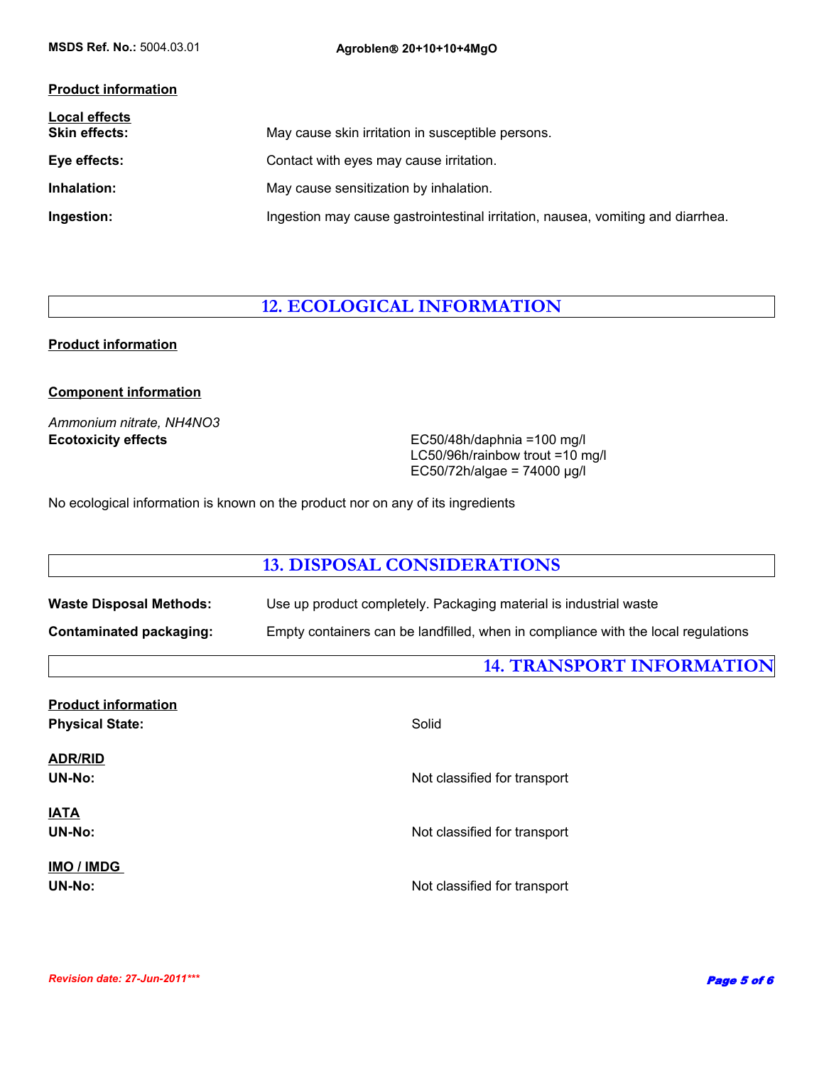**Product information**

**Local effects**

**Skin effects:** May cause skin irritation in susceptible persons.

**Eye effects:** Contact with eyes may cause irritation.

**Inhalation:** May cause sensitization by inhalation.

**Ingestion:** Ingestion may cause gastrointestinal irritation, nausea, vomiting and diarrhea.

## 12. ECOLOGICAL INFORMATION

**Product information**

**Component information**

*Ammonium nitrate, $NH_4NO_3$*

**Ecotoxicity effects**

EC50/48h/daphnia =100 mg/l
LC50/96h/rainbow trout =10 mg/l
EC50/72h/algae = 74000 µg/l

No ecological information is known on the product nor on any of its ingredients

## 13. DISPOSAL CONSIDERATIONS

**Waste Disposal Methods:** Use up product completely. Packaging material is industrial waste

**Contaminated packaging:** Empty containers can be landfilled, when in compliance with the local regulations

## 14. TRANSPORT INFORMATION

**Product information**

**Physical State:** Solid

**ADR/RID**

**UN-No:** Not classified for transport

**IATA**

**UN-No:** Not classified for transport

**IMO / IMDG**

**UN-No:** Not classified for transport

*Revision date: 27-Jun-2011****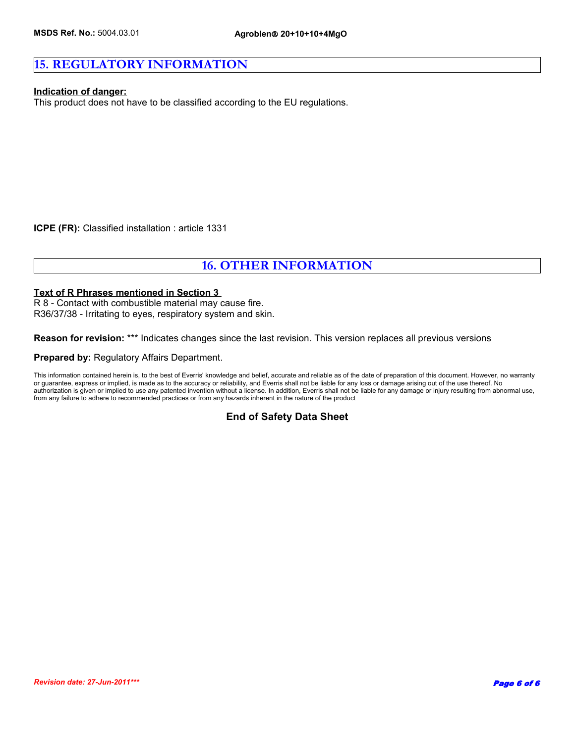## 15. REGULATORY INFORMATION

**Indication of danger:**

This product does not have to be classified according to the EU regulations.

**ICPE (FR):** Classified installation : article 1331

## 16. OTHER INFORMATION

**Text of R Phrases mentioned in Section 3**

R 8 - Contact with combustible material may cause fire.
R36/37/38 - Irritating to eyes, respiratory system and skin.

**Reason for revision:** *** Indicates changes since the last revision. This version replaces all previous versions

**Prepared by:** Regulatory Affairs Department.

This information contained herein is, to the best of Everris' knowledge and belief, accurate and reliable as of the date of preparation of this document. However, no warranty or guarantee, express or implied, is made as to the accuracy or reliability, and Everris shall not be liable for any loss or damage arising out of the use thereof. No authorization is given or implied to use any patented invention without a license. In addition, Everris shall not be liable for any damage or injury resulting from abnormal use, from any failure to adhere to recommended practices or from any hazards inherent in the nature of the product

**End of Safety Data Sheet**

*Revision date: 27-Jun-2011****